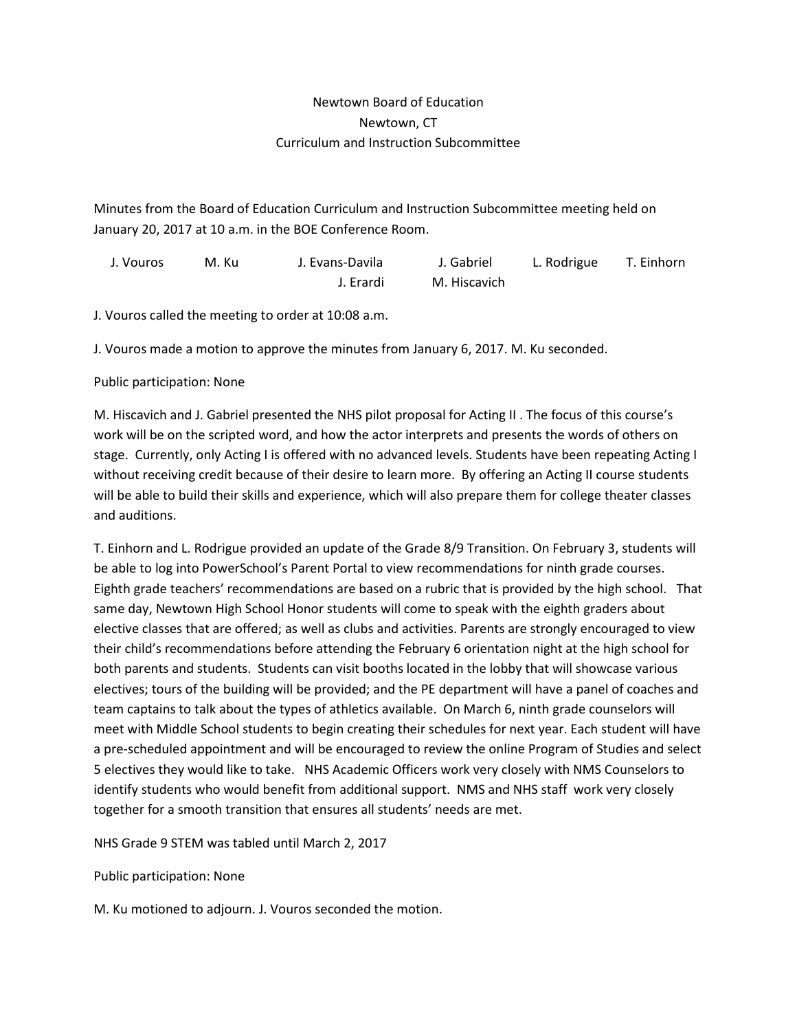Newtown Board of Education
Newtown, CT
Curriculum and Instruction Subcommittee

Minutes from the Board of Education Curriculum and Instruction Subcommittee meeting held on January 20, 2017 at 10 a.m. in the BOE Conference Room.

J. Vouros    M. Ku    J. Evans-Davila    J. Gabriel    L. Rodrigue    T. Einhorn
J. Erardi    M. Hiscavich

J. Vouros called the meeting to order at 10:08 a.m.

J. Vouros made a motion to approve the minutes from January 6, 2017. M. Ku seconded.

Public participation: None

M. Hiscavich and J. Gabriel presented the NHS pilot proposal for Acting II . The focus of this course's work will be on the scripted word, and how the actor interprets and presents the words of others on stage. Currently, only Acting I is offered with no advanced levels. Students have been repeating Acting I without receiving credit because of their desire to learn more. By offering an Acting II course students will be able to build their skills and experience, which will also prepare them for college theater classes and auditions.

T. Einhorn and L. Rodrigue provided an update of the Grade 8/9 Transition. On February 3, students will be able to log into PowerSchool's Parent Portal to view recommendations for ninth grade courses. Eighth grade teachers' recommendations are based on a rubric that is provided by the high school. That same day, Newtown High School Honor students will come to speak with the eighth graders about elective classes that are offered; as well as clubs and activities. Parents are strongly encouraged to view their child's recommendations before attending the February 6 orientation night at the high school for both parents and students. Students can visit booths located in the lobby that will showcase various electives; tours of the building will be provided; and the PE department will have a panel of coaches and team captains to talk about the types of athletics available. On March 6, ninth grade counselors will meet with Middle School students to begin creating their schedules for next year. Each student will have a pre-scheduled appointment and will be encouraged to review the online Program of Studies and select 5 electives they would like to take. NHS Academic Officers work very closely with NMS Counselors to identify students who would benefit from additional support. NMS and NHS staff work very closely together for a smooth transition that ensures all students' needs are met.

NHS Grade 9 STEM was tabled until March 2, 2017

Public participation: None

M. Ku motioned to adjourn. J. Vouros seconded the motion.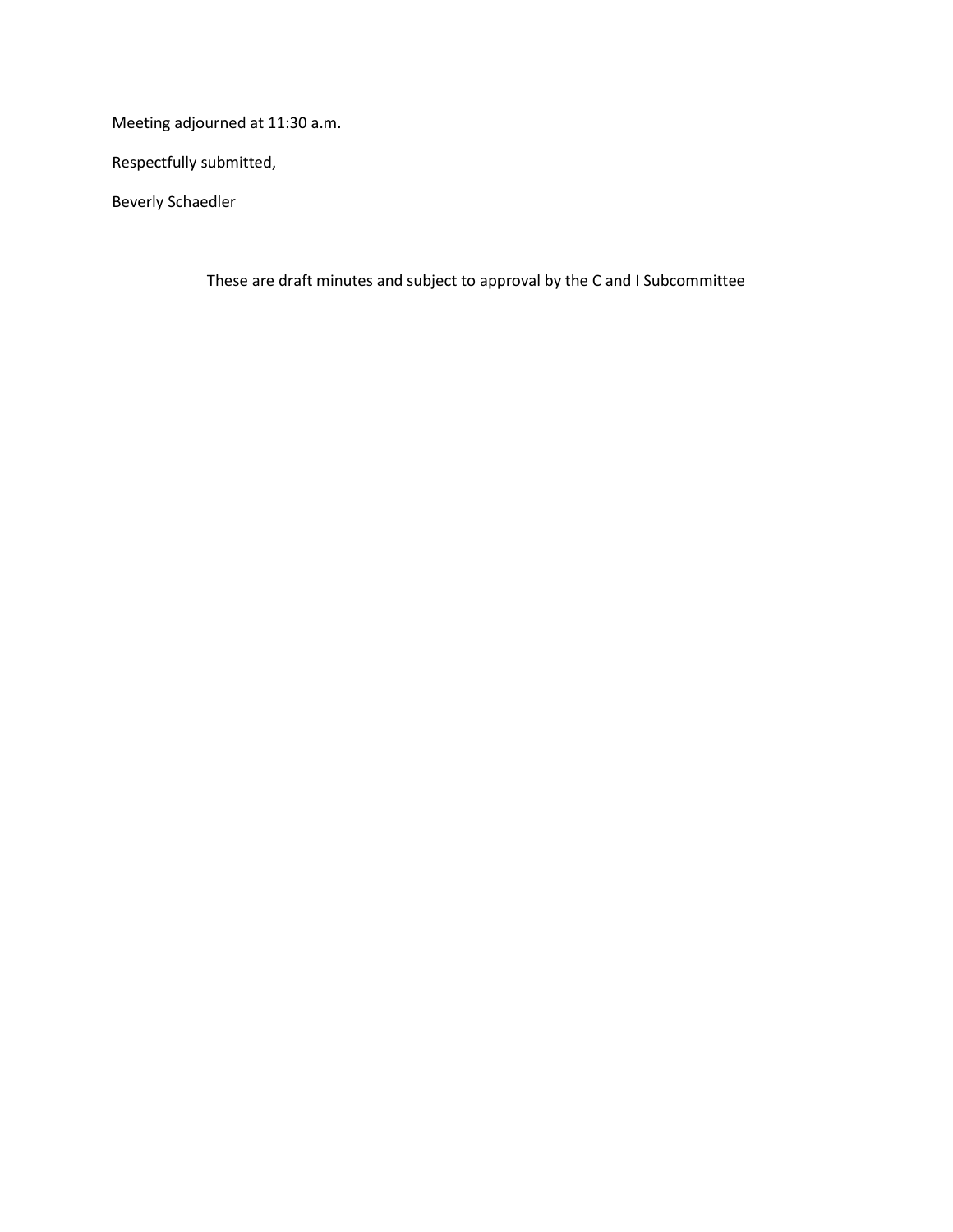Meeting adjourned at 11:30 a.m.

Respectfully submitted,

Beverly Schaedler

These are draft minutes and subject to approval by the C and I Subcommittee